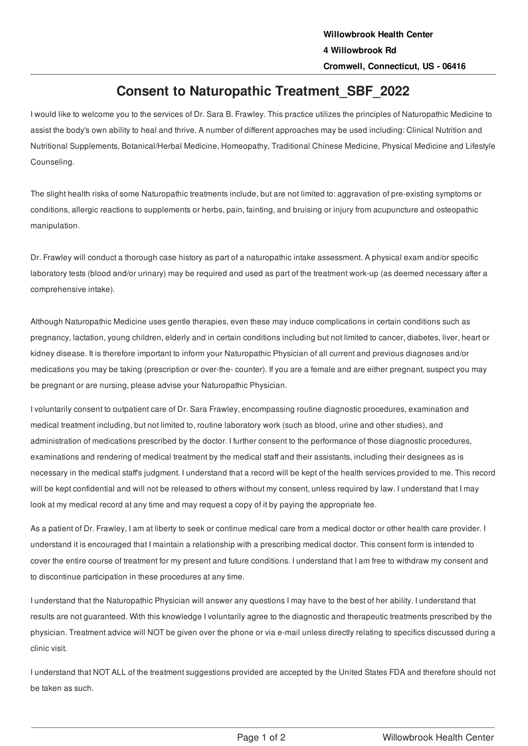**Willowbrook Health Center**
**4 Willowbrook Rd**
**Cromwell, Connecticut, US - 06416**

# Consent to Naturopathic Treatment_SBF_2022

I would like to welcome you to the services of Dr. Sara B. Frawley. This practice utilizes the principles of Naturopathic Medicine to assist the body's own ability to heal and thrive. A number of different approaches may be used including: Clinical Nutrition and Nutritional Supplements, Botanical/Herbal Medicine, Homeopathy, Traditional Chinese Medicine, Physical Medicine and Lifestyle Counseling.

The slight health risks of some Naturopathic treatments include, but are not limited to: aggravation of pre-existing symptoms or conditions, allergic reactions to supplements or herbs, pain, fainting, and bruising or injury from acupuncture and osteopathic manipulation.

Dr. Frawley will conduct a thorough case history as part of a naturopathic intake assessment. A physical exam and/or specific laboratory tests (blood and/or urinary) may be required and used as part of the treatment work-up (as deemed necessary after a comprehensive intake).

Although Naturopathic Medicine uses gentle therapies, even these may induce complications in certain conditions such as pregnancy, lactation, young children, elderly and in certain conditions including but not limited to cancer, diabetes, liver, heart or kidney disease. It is therefore important to inform your Naturopathic Physician of all current and previous diagnoses and/or medications you may be taking (prescription or over-the- counter). If you are a female and are either pregnant, suspect you may be pregnant or are nursing, please advise your Naturopathic Physician.

I voluntarily consent to outpatient care of Dr. Sara Frawley, encompassing routine diagnostic procedures, examination and medical treatment including, but not limited to, routine laboratory work (such as blood, urine and other studies), and administration of medications prescribed by the doctor. I further consent to the performance of those diagnostic procedures, examinations and rendering of medical treatment by the medical staff and their assistants, including their designees as is necessary in the medical staff's judgment. I understand that a record will be kept of the health services provided to me. This record will be kept confidential and will not be released to others without my consent, unless required by law. I understand that I may look at my medical record at any time and may request a copy of it by paying the appropriate fee.

As a patient of Dr. Frawley, I am at liberty to seek or continue medical care from a medical doctor or other health care provider. I understand it is encouraged that I maintain a relationship with a prescribing medical doctor. This consent form is intended to cover the entire course of treatment for my present and future conditions. I understand that I am free to withdraw my consent and to discontinue participation in these procedures at any time.

I understand that the Naturopathic Physician will answer any questions I may have to the best of her ability. I understand that results are not guaranteed. With this knowledge I voluntarily agree to the diagnostic and therapeutic treatments prescribed by the physician. Treatment advice will NOT be given over the phone or via e-mail unless directly relating to specifics discussed during a clinic visit.

I understand that NOT ALL of the treatment suggestions provided are accepted by the United States FDA and therefore should not be taken as such.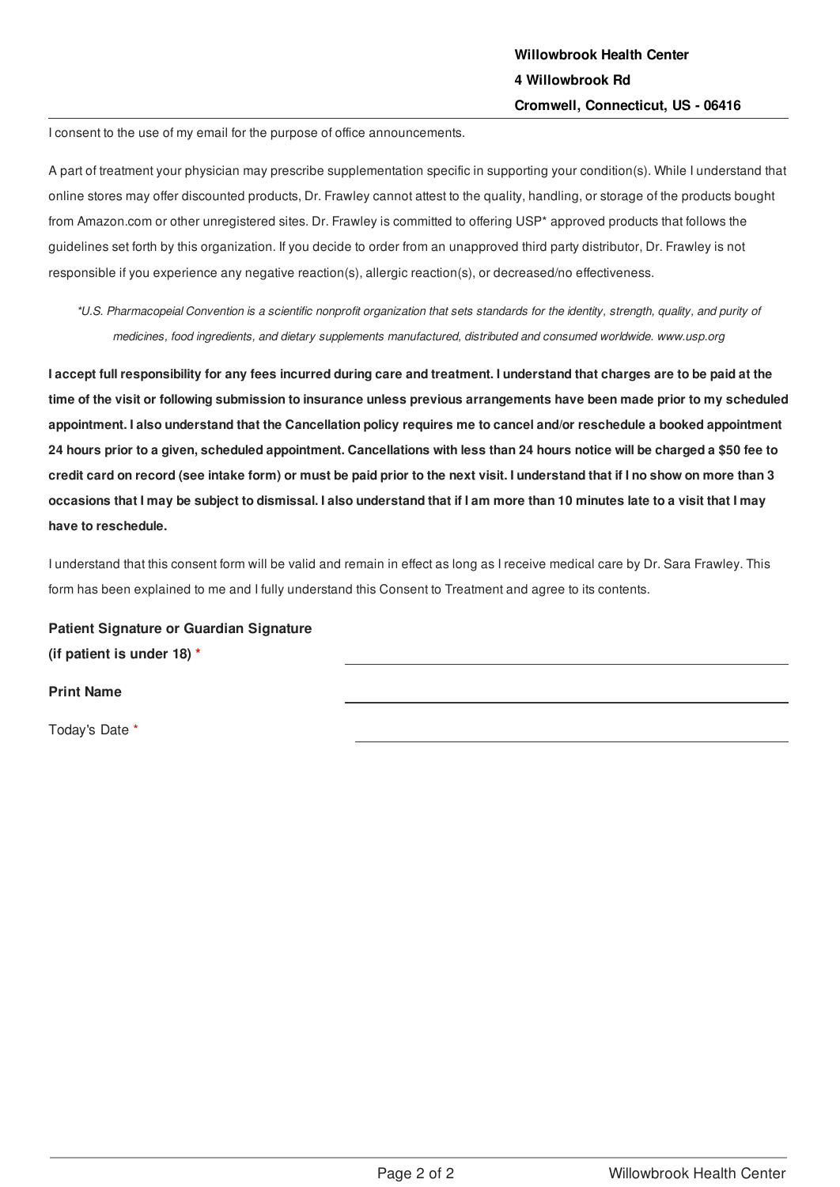**Willowbrook Health Center**
**4 Willowbrook Rd**
**Cromwell, Connecticut, US - 06416**

I consent to the use of my email for the purpose of office announcements.

A part of treatment your physician may prescribe supplementation specific in supporting your condition(s). While I understand that online stores may offer discounted products, Dr. Frawley cannot attest to the quality, handling, or storage of the products bought from Amazon.com or other unregistered sites. Dr. Frawley is committed to offering USP* approved products that follows the guidelines set forth by this organization. If you decide to order from an unapproved third party distributor, Dr. Frawley is not responsible if you experience any negative reaction(s), allergic reaction(s), or decreased/no effectiveness.

*\*U.S. Pharmacopeial Convention is a scientific nonprofit organization that sets standards for the identity, strength, quality, and purity of medicines, food ingredients, and dietary supplements manufactured, distributed and consumed worldwide. www.usp.org*

**I accept full responsibility for any fees incurred during care and treatment. I understand that charges are to be paid at the time of the visit or following submission to insurance unless previous arrangements have been made prior to my scheduled appointment. I also understand that the Cancellation policy requires me to cancel and/or reschedule a booked appointment 24 hours prior to a given, scheduled appointment. Cancellations with less than 24 hours notice will be charged a $50 fee to credit card on record (see intake form) or must be paid prior to the next visit. I understand that if I no show on more than 3 occasions that I may be subject to dismissal. I also understand that if I am more than 10 minutes late to a visit that I may have to reschedule.**

I understand that this consent form will be valid and remain in effect as long as I receive medical care by Dr. Sara Frawley. This form has been explained to me and I fully understand this Consent to Treatment and agree to its contents.

**Patient Signature or Guardian Signature (if patient is under 18)** * \_\_\_\_\_\_\_\_\_\_\_\_\_\_\_\_\_\_\_\_\_\_\_\_\_\_\_\_\_\_

**Print Name** \_\_\_\_\_\_\_\_\_\_\_\_\_\_\_\_\_\_\_\_\_\_\_\_\_\_\_\_\_\_

Today's Date * \_\_\_\_\_\_\_\_\_\_\_\_\_\_\_\_\_\_\_\_\_\_\_\_\_\_\_\_\_\_